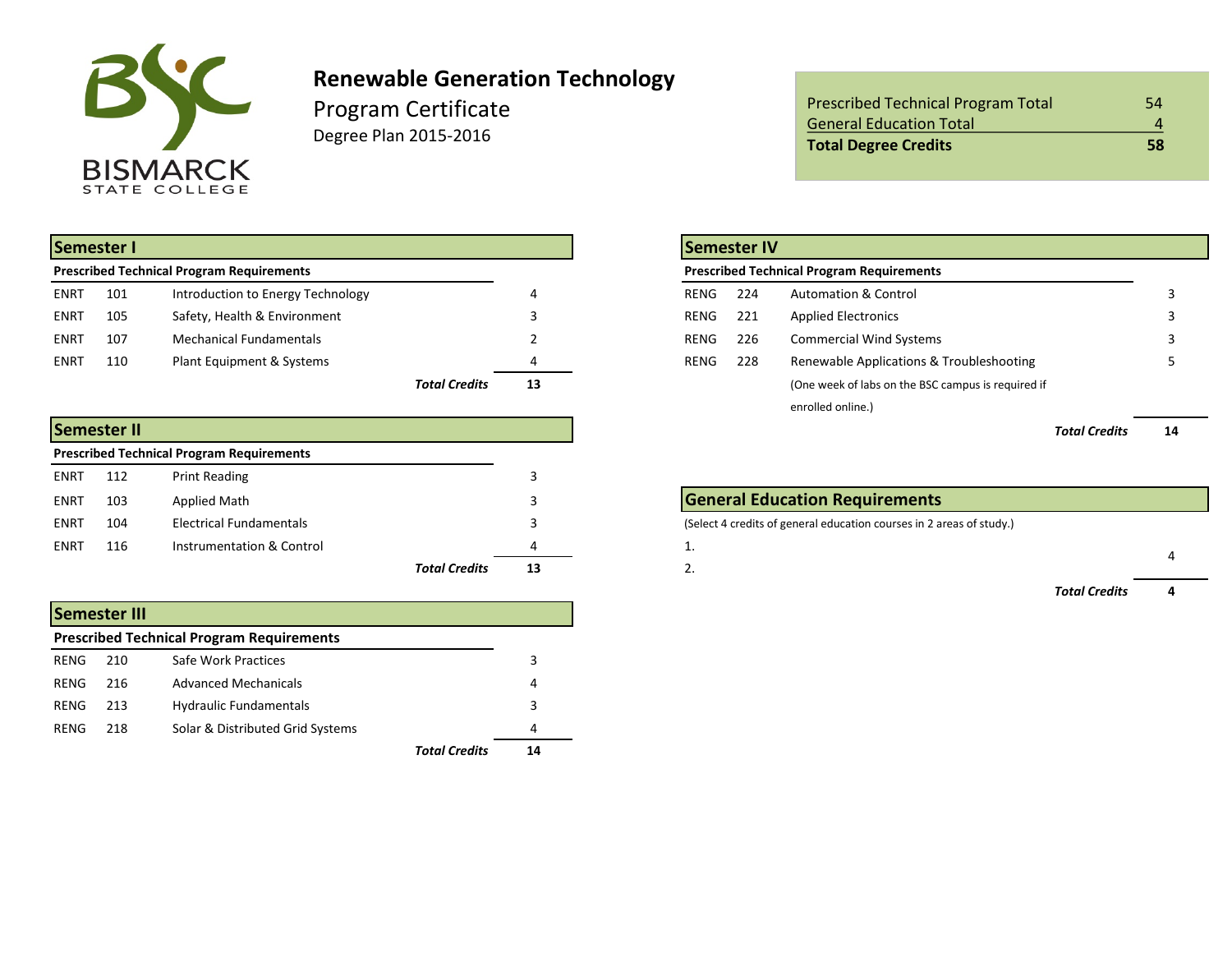BISMARCK STATE COLLEGE

# Renewable Generation Technology

## Program Certificate

### Degree Plan 2015-2016

| | |
|---|---|
| Prescribed Technical Program Total | 54 |
| General Education Total | 4 |
| **Total Degree Credits** | **58** |

## Semester I

| Prescribed Technical Program Requirements | | | |
|---|---|---|---|
| ENRT | 101 | Introduction to Energy Technology | 4 |
| ENRT | 105 | Safety, Health & Environment | 3 |
| ENRT | 107 | Mechanical Fundamentals | 2 |
| ENRT | 110 | Plant Equipment & Systems | 4 |
| | | ***Total Credits*** | **13** |

## Semester II

| Prescribed Technical Program Requirements | | | |
|---|---|---|---|
| ENRT | 112 | Print Reading | 3 |
| ENRT | 103 | Applied Math | 3 |
| ENRT | 104 | Electrical Fundamentals | 3 |
| ENRT | 116 | Instrumentation & Control | 4 |
| | | ***Total Credits*** | **13** |

## Semester III

| Prescribed Technical Program Requirements | | | |
|---|---|---|---|
| RENG | 210 | Safe Work Practices | 3 |
| RENG | 216 | Advanced Mechanicals | 4 |
| RENG | 213 | Hydraulic Fundamentals | 3 |
| RENG | 218 | Solar & Distributed Grid Systems | 4 |
| | | ***Total Credits*** | **14** |

## Semester IV

| Prescribed Technical Program Requirements | | | |
|---|---|---|---|
| RENG | 224 | Automation & Control | 3 |
| RENG | 221 | Applied Electronics | 3 |
| RENG | 226 | Commercial Wind Systems | 3 |
| RENG | 228 | Renewable Applications & Troubleshooting<br>(One week of labs on the BSC campus is required if enrolled online.) | 5 |
| | | ***Total Credits*** | **14** |

## General Education Requirements

(Select 4 credits of general education courses in 2 areas of study.)

| | |
|---|---|
| 1. | 4 |
| 2. | |
| ***Total Credits*** | **4** |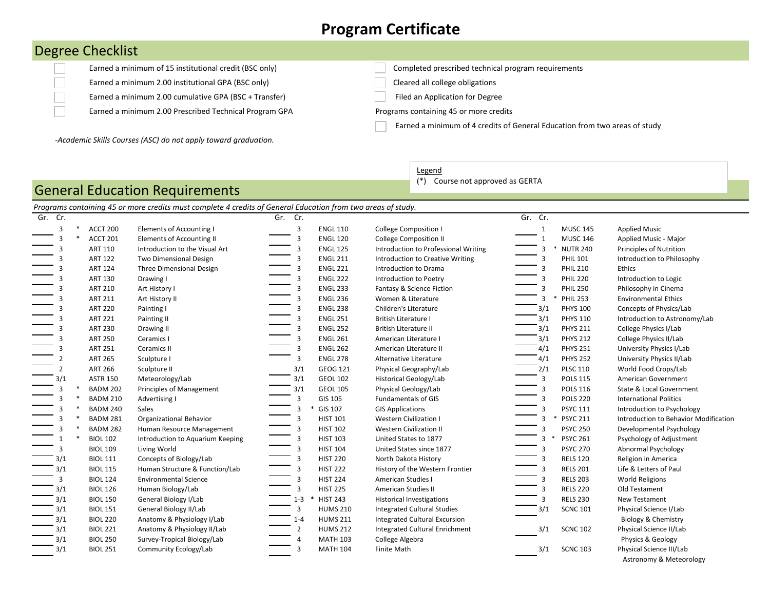# Program Certificate

## Degree Checklist

- ☐ Earned a minimum of 15 institutional credit (BSC only)
- ☐ Earned a minimum 2.00 institutional GPA (BSC only)
- ☐ Earned a minimum 2.00 cumulative GPA (BSC + Transfer)
- ☐ Earned a minimum 2.00 Prescribed Technical Program GPA
- ☐ Completed prescribed technical program requirements
- ☐ Cleared all college obligations
- ☐ Filed an Application for Degree

Programs containing 45 or more credits

- ☐ Earned a minimum of 4 credits of General Education from two areas of study

*-Academic Skills Courses (ASC) do not apply toward graduation.*

Legend
(*) Course not approved as GERTA

## General Education Requirements

*Programs containing 45 or more credits must complete 4 credits of General Education from two areas of study.*

| Gr. | Cr. | | Course | Title |
|---|---|---|---|---|
| | 3 | * | ACCT 200 | Elements of Accounting I |
| | 3 | * | ACCT 201 | Elements of Accounting II |
| | 3 | | ART 110 | Introduction to the Visual Art |
| | 3 | | ART 122 | Two Dimensional Design |
| | 3 | | ART 124 | Three Dimensional Design |
| | 3 | | ART 130 | Drawing I |
| | 3 | | ART 210 | Art History I |
| | 3 | | ART 211 | Art History II |
| | 3 | | ART 220 | Painting I |
| | 3 | | ART 221 | Painting II |
| | 3 | | ART 230 | Drawing II |
| | 3 | | ART 250 | Ceramics I |
| | 3 | | ART 251 | Ceramics II |
| | 2 | | ART 265 | Sculpture I |
| | 2 | | ART 266 | Sculpture II |
| | 3/1 | | ASTR 150 | Meteorology/Lab |
| | 3 | * | BADM 202 | Principles of Management |
| | 3 | * | BADM 210 | Advertising I |
| | 3 | * | BADM 240 | Sales |
| | 3 | * | BADM 281 | Organizational Behavior |
| | 3 | * | BADM 282 | Human Resource Management |
| | 1 | * | BIOL 102 | Introduction to Aquarium Keeping |
| | 3 | | BIOL 109 | Living World |
| | 3/1 | | BIOL 111 | Concepts of Biology/Lab |
| | 3/1 | | BIOL 115 | Human Structure & Function/Lab |
| | 3 | | BIOL 124 | Environmental Science |
| | 3/1 | | BIOL 126 | Human Biology/Lab |
| | 3/1 | | BIOL 150 | General Biology I/Lab |
| | 3/1 | | BIOL 151 | General Biology II/Lab |
| | 3/1 | | BIOL 220 | Anatomy & Physiology I/Lab |
| | 3/1 | | BIOL 221 | Anatomy & Physiology II/Lab |
| | 3/1 | | BIOL 250 | Survey-Tropical Biology/Lab |
| | 3/1 | | BIOL 251 | Community Ecology/Lab |
| | 3 | | ENGL 110 | College Composition I |
| | 3 | | ENGL 120 | College Composition II |
| | 3 | | ENGL 125 | Introduction to Professional Writing |
| | 3 | | ENGL 211 | Introduction to Creative Writing |
| | 3 | | ENGL 221 | Introduction to Drama |
| | 3 | | ENGL 222 | Introduction to Poetry |
| | 3 | | ENGL 233 | Fantasy & Science Fiction |
| | 3 | | ENGL 236 | Women & Literature |
| | 3 | | ENGL 238 | Children's Literature |
| | 3 | | ENGL 251 | British Literature I |
| | 3 | | ENGL 252 | British Literature II |
| | 3 | | ENGL 261 | American Literature I |
| | 3 | | ENGL 262 | American Literature II |
| | 3 | | ENGL 278 | Alternative Literature |
| | 3/1 | | GEOG 121 | Physical Geography/Lab |
| | 3/1 | | GEOL 102 | Historical Geology/Lab |
| | 3/1 | | GEOL 105 | Physical Geology/Lab |
| | 3 | | GIS 105 | Fundamentals of GIS |
| | 3 | * | GIS 107 | GIS Applications |
| | 3 | | HIST 101 | Western Civilization I |
| | 3 | | HIST 102 | Western Civilization II |
| | 3 | | HIST 103 | United States to 1877 |
| | 3 | | HIST 104 | United States since 1877 |
| | 3 | | HIST 220 | North Dakota History |
| | 3 | | HIST 222 | History of the Western Frontier |
| | 3 | | HIST 224 | American Studies I |
| | 3 | | HIST 225 | American Studies II |
| | 1-3 | * | HIST 243 | Historical Investigations |
| | 3 | | HUMS 210 | Integrated Cultural Studies |
| | 1-4 | | HUMS 211 | Integrated Cultural Excursion |
| | 2 | | HUMS 212 | Integrated Cultural Enrichment |
| | 4 | | MATH 103 | College Algebra |
| | 3 | | MATH 104 | Finite Math |
| | 1 | | MUSC 145 | Applied Music |
| | 1 | | MUSC 146 | Applied Music - Major |
| | 3 | * | NUTR 240 | Principles of Nutrition |
| | 3 | | PHIL 101 | Introduction to Philosophy |
| | 3 | | PHIL 210 | Ethics |
| | 3 | | PHIL 220 | Introduction to Logic |
| | 3 | | PHIL 250 | Philosophy in Cinema |
| | 3 | * | PHIL 253 | Environmental Ethics |
| | 3/1 | | PHYS 100 | Concepts of Physics/Lab |
| | 3/1 | | PHYS 110 | Introduction to Astronomy/Lab |
| | 3/1 | | PHYS 211 | College Physics I/Lab |
| | 3/1 | | PHYS 212 | College Physics II/Lab |
| | 4/1 | | PHYS 251 | University Physics I/Lab |
| | 4/1 | | PHYS 252 | University Physics II/Lab |
| | 2/1 | | PLSC 110 | World Food Crops/Lab |
| | 3 | | POLS 115 | American Government |
| | 3 | | POLS 116 | State & Local Government |
| | 3 | | POLS 220 | International Politics |
| | 3 | | PSYC 111 | Introduction to Psychology |
| | 3 | * | PSYC 211 | Introduction to Behavior Modification |
| | 3 | | PSYC 250 | Developmental Psychology |
| | 3 | * | PSYC 261 | Psychology of Adjustment |
| | 3 | | PSYC 270 | Abnormal Psychology |
| | 3 | | RELS 120 | Religion in America |
| | 3 | | RELS 201 | Life & Letters of Paul |
| | 3 | | RELS 203 | World Religions |
| | 3 | | RELS 220 | Old Testament |
| | 3 | | RELS 230 | New Testament |
| | 3/1 | | SCNC 101 | Physical Science I/Lab Biology & Chemistry |
| | 3/1 | | SCNC 102 | Physical Science II/Lab Physics & Geology |
| | 3/1 | | SCNC 103 | Physical Science III/Lab Astronomy & Meteorology |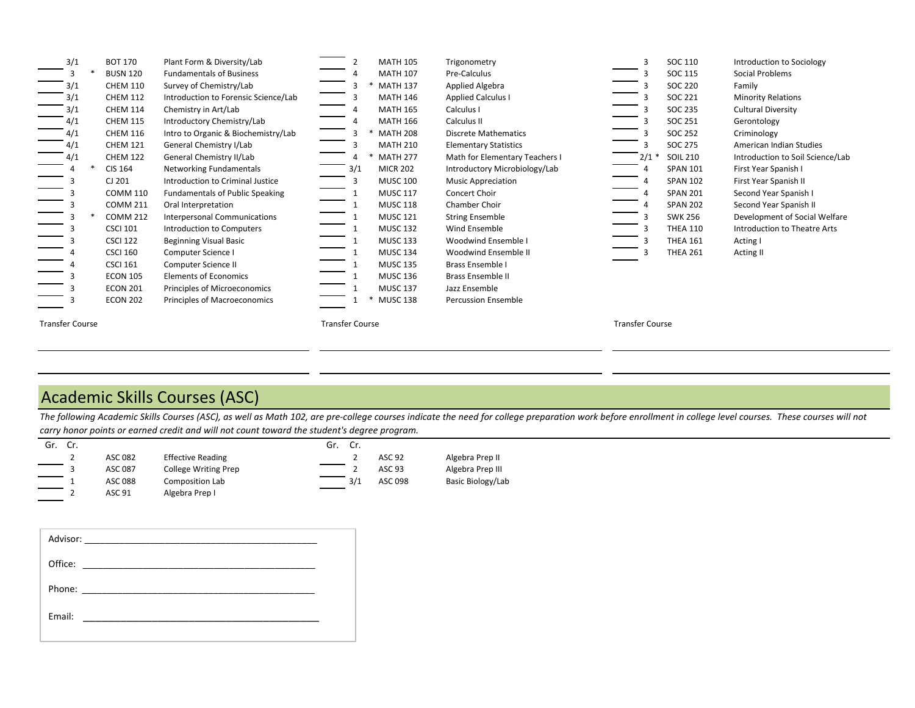| | Cr. | | Course | Title |
|---|---|---|---|---|
| ____ | 3/1 | | BOT 170 | Plant Form & Diversity/Lab |
| ____ | 3 | * | BUSN 120 | Fundamentals of Business |
| ____ | 3/1 | | CHEM 110 | Survey of Chemistry/Lab |
| ____ | 3/1 | | CHEM 112 | Introduction to Forensic Science/Lab |
| ____ | 3/1 | | CHEM 114 | Chemistry in Art/Lab |
| ____ | 4/1 | | CHEM 115 | Introductory Chemistry/Lab |
| ____ | 4/1 | | CHEM 116 | Intro to Organic & Biochemistry/Lab |
| ____ | 4/1 | | CHEM 121 | General Chemistry I/Lab |
| ____ | 4/1 | | CHEM 122 | General Chemistry II/Lab |
| ____ | 4 | * | CIS 164 | Networking Fundamentals |
| ____ | 3 | | CJ 201 | Introduction to Criminal Justice |
| ____ | 3 | | COMM 110 | Fundamentals of Public Speaking |
| ____ | 3 | | COMM 211 | Oral Interpretation |
| ____ | 3 | * | COMM 212 | Interpersonal Communications |
| ____ | 3 | | CSCI 101 | Introduction to Computers |
| ____ | 3 | | CSCI 122 | Beginning Visual Basic |
| ____ | 4 | | CSCI 160 | Computer Science I |
| ____ | 4 | | CSCI 161 | Computer Science II |
| ____ | 3 | | ECON 105 | Elements of Economics |
| ____ | 3 | | ECON 201 | Principles of Microeconomics |
| ____ | 3 | | ECON 202 | Principles of Macroeconomics |

Transfer Course

____________________

____________________

| | Cr. | | Course | Title |
|---|---|---|---|---|
| ____ | 2 | | MATH 105 | Trigonometry |
| ____ | 4 | | MATH 107 | Pre-Calculus |
| ____ | 3 | * | MATH 137 | Applied Algebra |
| ____ | 3 | | MATH 146 | Applied Calculus I |
| ____ | 4 | | MATH 165 | Calculus I |
| ____ | 4 | | MATH 166 | Calculus II |
| ____ | 3 | * | MATH 208 | Discrete Mathematics |
| ____ | 3 | | MATH 210 | Elementary Statistics |
| ____ | 4 | * | MATH 277 | Math for Elementary Teachers I |
| ____ | 3/1 | | MICR 202 | Introductory Microbiology/Lab |
| ____ | 3 | | MUSC 100 | Music Appreciation |
| ____ | 1 | | MUSC 117 | Concert Choir |
| ____ | 1 | | MUSC 118 | Chamber Choir |
| ____ | 1 | | MUSC 121 | String Ensemble |
| ____ | 1 | | MUSC 132 | Wind Ensemble |
| ____ | 1 | | MUSC 133 | Woodwind Ensemble I |
| ____ | 1 | | MUSC 134 | Woodwind Ensemble II |
| ____ | 1 | | MUSC 135 | Brass Ensemble I |
| ____ | 1 | | MUSC 136 | Brass Ensemble II |
| ____ | 1 | | MUSC 137 | Jazz Ensemble |
| ____ | 1 | * | MUSC 138 | Percussion Ensemble |

Transfer Course

____________________

____________________

| | Cr. | | Course | Title |
|---|---|---|---|---|
| ____ | 3 | | SOC 110 | Introduction to Sociology |
| ____ | 3 | | SOC 115 | Social Problems |
| ____ | 3 | | SOC 220 | Family |
| ____ | 3 | | SOC 221 | Minority Relations |
| ____ | 3 | | SOC 235 | Cultural Diversity |
| ____ | 3 | | SOC 251 | Gerontology |
| ____ | 3 | | SOC 252 | Criminology |
| ____ | 3 | | SOC 275 | American Indian Studies |
| ____ | 2/1 | * | SOIL 210 | Introduction to Soil Science/Lab |
| ____ | 4 | | SPAN 101 | First Year Spanish I |
| ____ | 4 | | SPAN 102 | First Year Spanish II |
| ____ | 4 | | SPAN 201 | Second Year Spanish I |
| ____ | 4 | | SPAN 202 | Second Year Spanish II |
| ____ | 3 | | SWK 256 | Development of Social Welfare |
| ____ | 3 | | THEA 110 | Introduction to Theatre Arts |
| ____ | 3 | | THEA 161 | Acting I |
| ____ | 3 | | THEA 261 | Acting II |

Transfer Course

____________________

____________________

## Academic Skills Courses (ASC)

*The following Academic Skills Courses (ASC), as well as Math 102, are pre-college courses indicate the need for college preparation work before enrollment in college level courses. These courses will not carry honor points or earned credit and will not count toward the student's degree program.*

| Gr. | Cr. | Course | Title |
|---|---|---|---|
| ____ | 2 | ASC 082 | Effective Reading |
| ____ | 3 | ASC 087 | College Writing Prep |
| ____ | 1 | ASC 088 | Composition Lab |
| ____ | 2 | ASC 91 | Algebra Prep I |

| Gr. | Cr. | Course | Title |
|---|---|---|---|
| ____ | 2 | ASC 92 | Algebra Prep II |
| ____ | 2 | ASC 93 | Algebra Prep III |
| ____ | 3/1 | ASC 098 | Basic Biology/Lab |

Advisor: ______________________________________________

Office: ______________________________________________

Phone: ______________________________________________

Email: ______________________________________________